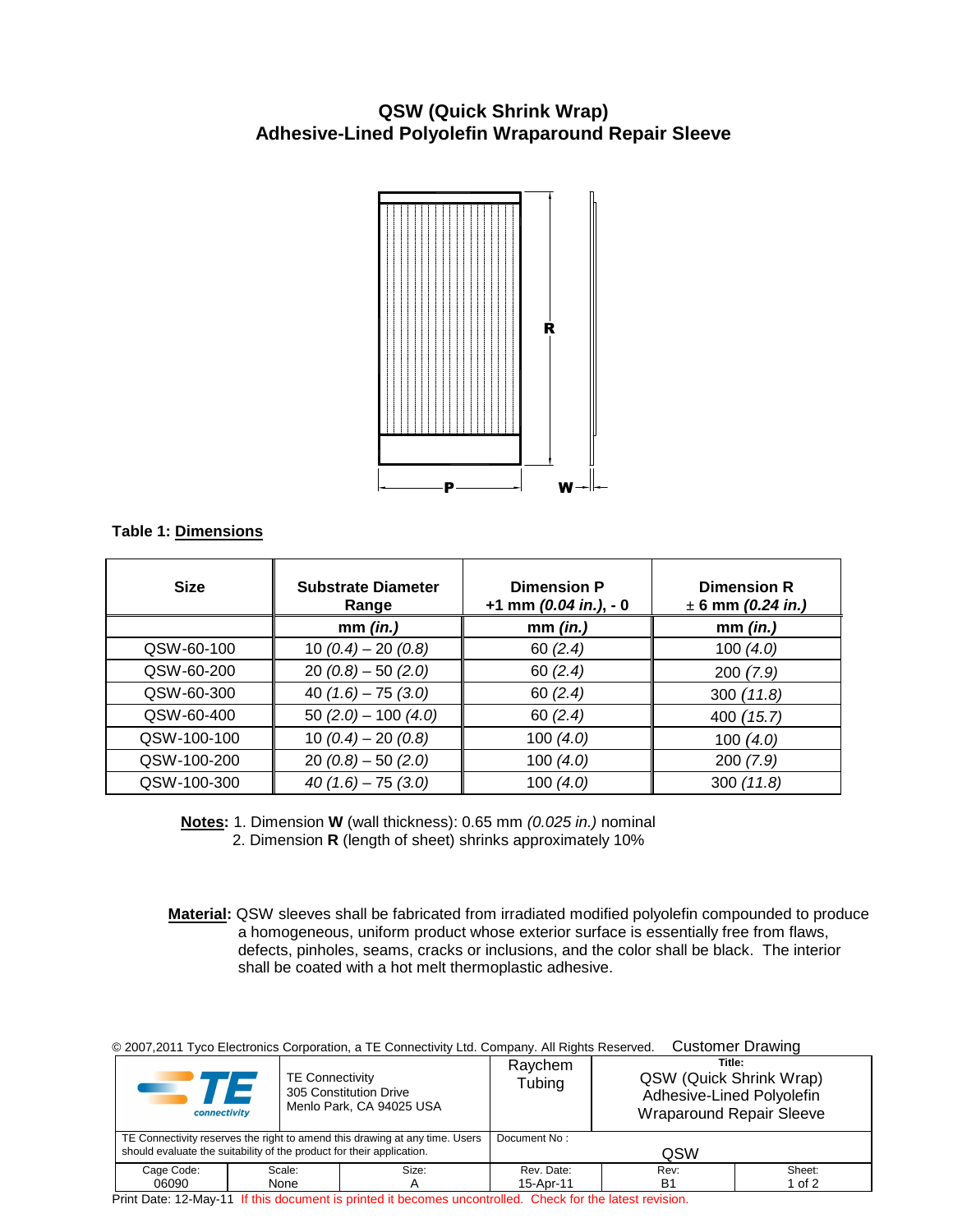# QSW (Quick Shrink Wrap)
## Adhesive-Lined Polyolefin Wraparound Repair Sleeve

R

P

W

**Table 1: Dimensions**

| Size | Substrate Diameter Range | Dimension P +1 mm *(0.04 in.)*, - 0 | Dimension R ± 6 mm *(0.24 in.)* |
|---|---|---|---|
| | mm *(in.)* | mm *(in.)* | mm *(in.)* |
| QSW-60-100 | 10 *(0.4)* – 20 *(0.8)* | 60 *(2.4)* | 100 *(4.0)* |
| QSW-60-200 | 20 *(0.8)* – 50 *(2.0)* | 60 *(2.4)* | 200 *(7.9)* |
| QSW-60-300 | 40 *(1.6)* – 75 *(3.0)* | 60 *(2.4)* | 300 *(11.8)* |
| QSW-60-400 | 50 *(2.0)* – 100 *(4.0)* | 60 *(2.4)* | 400 *(15.7)* |
| QSW-100-100 | 10 *(0.4)* – 20 *(0.8)* | 100 *(4.0)* | 100 *(4.0)* |
| QSW-100-200 | 20 *(0.8)* – 50 *(2.0)* | 100 *(4.0)* | 200 *(7.9)* |
| QSW-100-300 | *40 (1.6)* – 75 *(3.0)* | 100 *(4.0)* | 300 *(11.8)* |

**Notes:** 1. Dimension **W** (wall thickness): 0.65 mm *(0.025 in.)* nominal
2. Dimension **R** (length of sheet) shrinks approximately 10%

**Material:** QSW sleeves shall be fabricated from irradiated modified polyolefin compounded to produce a homogeneous, uniform product whose exterior surface is essentially free from flaws, defects, pinholes, seams, cracks or inclusions, and the color shall be black. The interior shall be coated with a hot melt thermoplastic adhesive.

© 2007,2011 Tyco Electronics Corporation, a TE Connectivity Ltd. Company. All Rights Reserved. Customer Drawing

| | | | |
|---|---|---|---|
| TE connectivity | TE Connectivity 305 Constitution Drive Menlo Park, CA 94025 USA | Raychem Tubing | Title: QSW (Quick Shrink Wrap) Adhesive-Lined Polyolefin Wraparound Repair Sleeve |
| TE Connectivity reserves the right to amend this drawing at any time. Users should evaluate the suitability of the product for their application. | | Document No : QSW | |

| Cage Code: | Scale: | Size: | Rev. Date: | Rev: | Sheet: |
|---|---|---|---|---|---|
| 06090 | None | A | 15-Apr-11 | B1 | 1 of 2 |

Print Date: 12-May-11 If this document is printed it becomes uncontrolled. Check for the latest revision.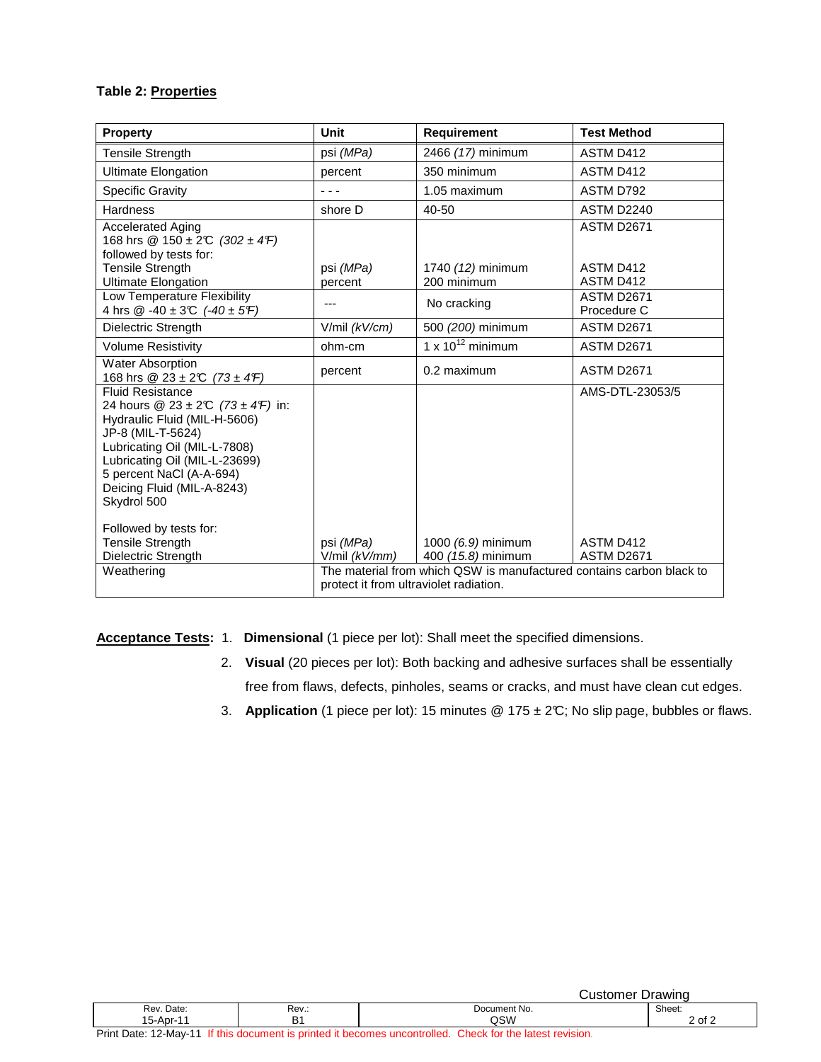### Table 2: Properties

| Property | Unit | Requirement | Test Method |
|---|---|---|---|
| Tensile Strength | psi *(MPa)* | 2466 *(17)* minimum | ASTM D412 |
| Ultimate Elongation | percent | 350 minimum | ASTM D412 |
| Specific Gravity | - - - | 1.05 maximum | ASTM D792 |
| Hardness | shore D | 40-50 | ASTM D2240 |
| Accelerated Aging<br>168 hrs @ 150 ± 2°C *(302 ± 4°F)*<br>followed by tests for:<br>Tensile Strength<br>Ultimate Elongation | <br><br><br>psi *(MPa)*<br>percent | <br><br><br>1740 *(12)* minimum<br>200 minimum | ASTM D2671<br><br><br>ASTM D412<br>ASTM D412 |
| Low Temperature Flexibility<br>4 hrs @ -40 ± 3°C *(-40 ± 5°F)* | --- | No cracking | ASTM D2671<br>Procedure C |
| Dielectric Strength | V/mil *(kV/cm)* | 500 *(200)* minimum | ASTM D2671 |
| Volume Resistivity | ohm-cm | $1 \times 10^{12}$ minimum | ASTM D2671 |
| Water Absorption<br>168 hrs @ 23 ± 2°C *(73 ± 4°F)* | percent | 0.2 maximum | ASTM D2671 |
| Fluid Resistance<br>24 hours @ 23 ± 2°C *(73 ± 4°F)* in:<br>Hydraulic Fluid (MIL-H-5606)<br>JP-8 (MIL-T-5624)<br>Lubricating Oil (MIL-L-7808)<br>Lubricating Oil (MIL-L-23699)<br>5 percent NaCl (A-A-694)<br>Deicing Fluid (MIL-A-8243)<br>Skydrol 500<br><br>Followed by tests for:<br>Tensile Strength<br>Dielectric Strength | <br><br><br><br><br><br><br><br><br><br><br>psi *(MPa)*<br>V/mil *(kV/mm)* | <br><br><br><br><br><br><br><br><br><br><br>1000 *(6.9)* minimum<br>400 *(15.8)* minimum | AMS-DTL-23053/5<br><br><br><br><br><br><br><br><br><br><br>ASTM D412<br>ASTM D2671 |
| Weathering | The material from which QSW is manufactured contains carbon black to protect it from ultraviolet radiation. | | |

**Acceptance Tests:**

1. **Dimensional** (1 piece per lot): Shall meet the specified dimensions.
2. **Visual** (20 pieces per lot): Both backing and adhesive surfaces shall be essentially free from flaws, defects, pinholes, seams or cracks, and must have clean cut edges.
3. **Application** (1 piece per lot): 15 minutes @ 175 ± 2°C; No slip page, bubbles or flaws.

Customer Drawing

| Rev. Date: | Rev.: | Document No. | Sheet: |
|---|---|---|---|
| 15-Apr-11 | B1 | QSW | 2 of 2 |

Print Date: 12-May-11 If this document is printed it becomes uncontrolled. Check for the latest revision.